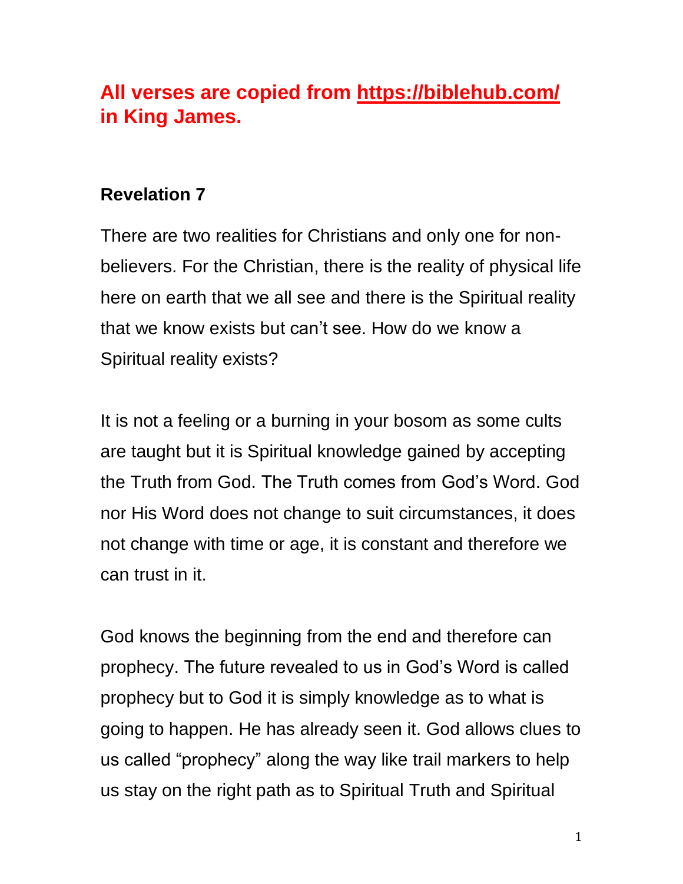**All verses are copied from [https://biblehub.com/](https://biblehub.com/) in King James.**

## Revelation 7

There are two realities for Christians and only one for non-believers. For the Christian, there is the reality of physical life here on earth that we all see and there is the Spiritual reality that we know exists but can't see. How do we know a Spiritual reality exists?

It is not a feeling or a burning in your bosom as some cults are taught but it is Spiritual knowledge gained by accepting the Truth from God. The Truth comes from God's Word. God nor His Word does not change to suit circumstances, it does not change with time or age, it is constant and therefore we can trust in it.

God knows the beginning from the end and therefore can prophecy. The future revealed to us in God's Word is called prophecy but to God it is simply knowledge as to what is going to happen. He has already seen it. God allows clues to us called "prophecy" along the way like trail markers to help us stay on the right path as to Spiritual Truth and Spiritual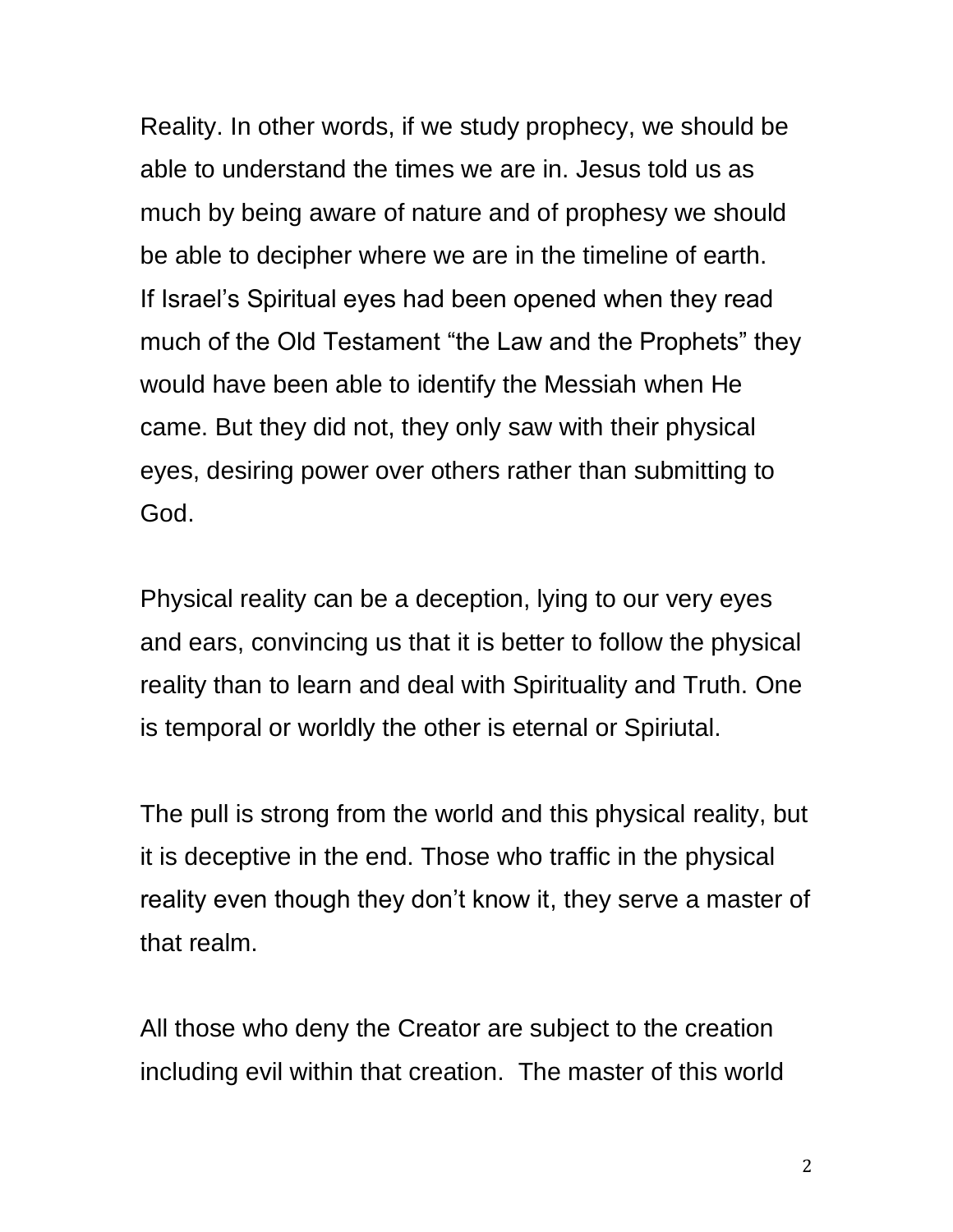Reality. In other words, if we study prophecy, we should be able to understand the times we are in. Jesus told us as much by being aware of nature and of prophesy we should be able to decipher where we are in the timeline of earth. If Israel's Spiritual eyes had been opened when they read much of the Old Testament "the Law and the Prophets" they would have been able to identify the Messiah when He came. But they did not, they only saw with their physical eyes, desiring power over others rather than submitting to God.

Physical reality can be a deception, lying to our very eyes and ears, convincing us that it is better to follow the physical reality than to learn and deal with Spirituality and Truth. One is temporal or worldly the other is eternal or Spiriutal.

The pull is strong from the world and this physical reality, but it is deceptive in the end. Those who traffic in the physical reality even though they don't know it, they serve a master of that realm.

All those who deny the Creator are subject to the creation including evil within that creation. The master of this world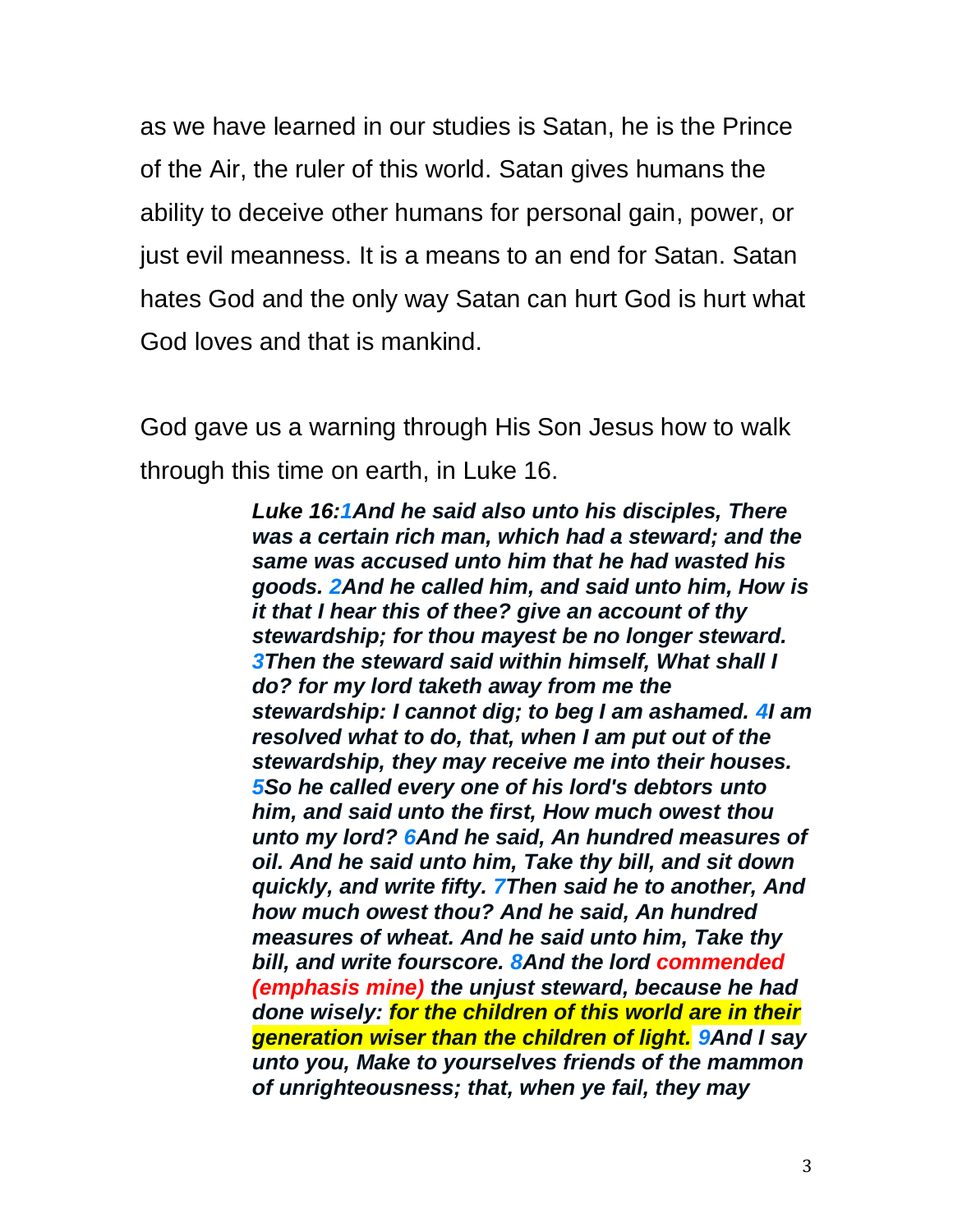as we have learned in our studies is Satan, he is the Prince of the Air, the ruler of this world. Satan gives humans the ability to deceive other humans for personal gain, power, or just evil meanness. It is a means to an end for Satan. Satan hates God and the only way Satan can hurt God is hurt what God loves and that is mankind.

God gave us a warning through His Son Jesus how to walk through this time on earth, in Luke 16.

> ***Luke 16:1And he said also unto his disciples, There was a certain rich man, which had a steward; and the same was accused unto him that he had wasted his goods. 2And he called him, and said unto him, How is it that I hear this of thee? give an account of thy stewardship; for thou mayest be no longer steward. 3Then the steward said within himself, What shall I do? for my lord taketh away from me the stewardship: I cannot dig; to beg I am ashamed. 4I am resolved what to do, that, when I am put out of the stewardship, they may receive me into their houses. 5So he called every one of his lord's debtors unto him, and said unto the first, How much owest thou unto my lord? 6And he said, An hundred measures of oil. And he said unto him, Take thy bill, and sit down quickly, and write fifty. 7Then said he to another, And how much owest thou? And he said, An hundred measures of wheat. And he said unto him, Take thy bill, and write fourscore. 8And the lord commended (emphasis mine) the unjust steward, because he had done wisely: for the children of this world are in their generation wiser than the children of light. 9And I say unto you, Make to yourselves friends of the mammon of unrighteousness; that, when ye fail, they may***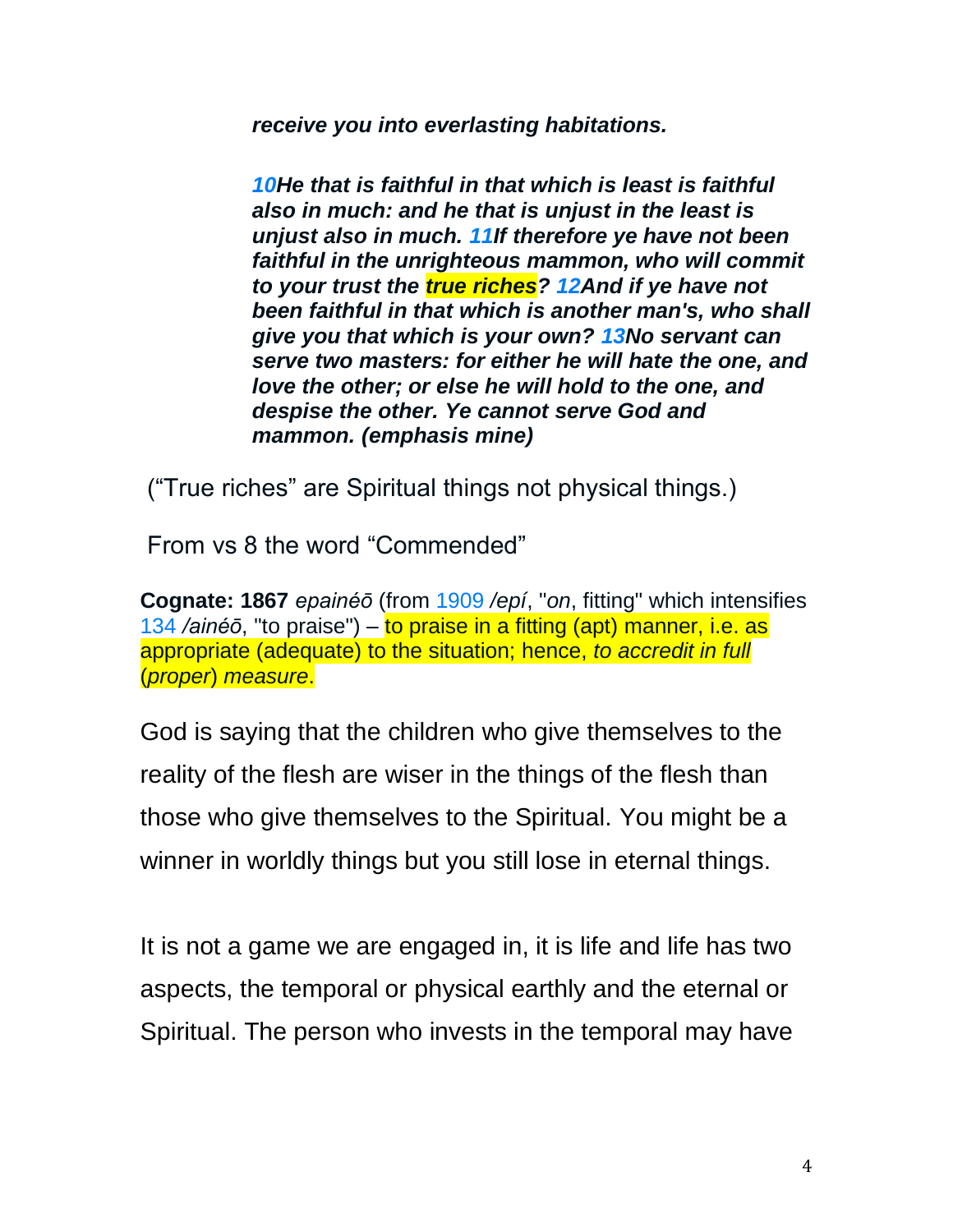***receive you into everlasting habitations.***

***10He that is faithful in that which is least is faithful also in much: and he that is unjust in the least is unjust also in much. 11If therefore ye have not been faithful in the unrighteous mammon, who will commit to your trust the true riches? 12And if ye have not been faithful in that which is another man's, who shall give you that which is your own? 13No servant can serve two masters: for either he will hate the one, and love the other; or else he will hold to the one, and despise the other. Ye cannot serve God and mammon. (emphasis mine)***

("True riches" are Spiritual things not physical things.)

From vs 8 the word "Commended"

**Cognate: 1867** *epainéō* (from 1909 */epí*, "*on*, fitting" which intensifies 134 */ainéō*, "to praise") – to praise in a fitting (apt) manner, i.e. as appropriate (adequate) to the situation; hence, *to accredit in full* (*proper*) *measure*.

God is saying that the children who give themselves to the reality of the flesh are wiser in the things of the flesh than those who give themselves to the Spiritual. You might be a winner in worldly things but you still lose in eternal things.

It is not a game we are engaged in, it is life and life has two aspects, the temporal or physical earthly and the eternal or Spiritual. The person who invests in the temporal may have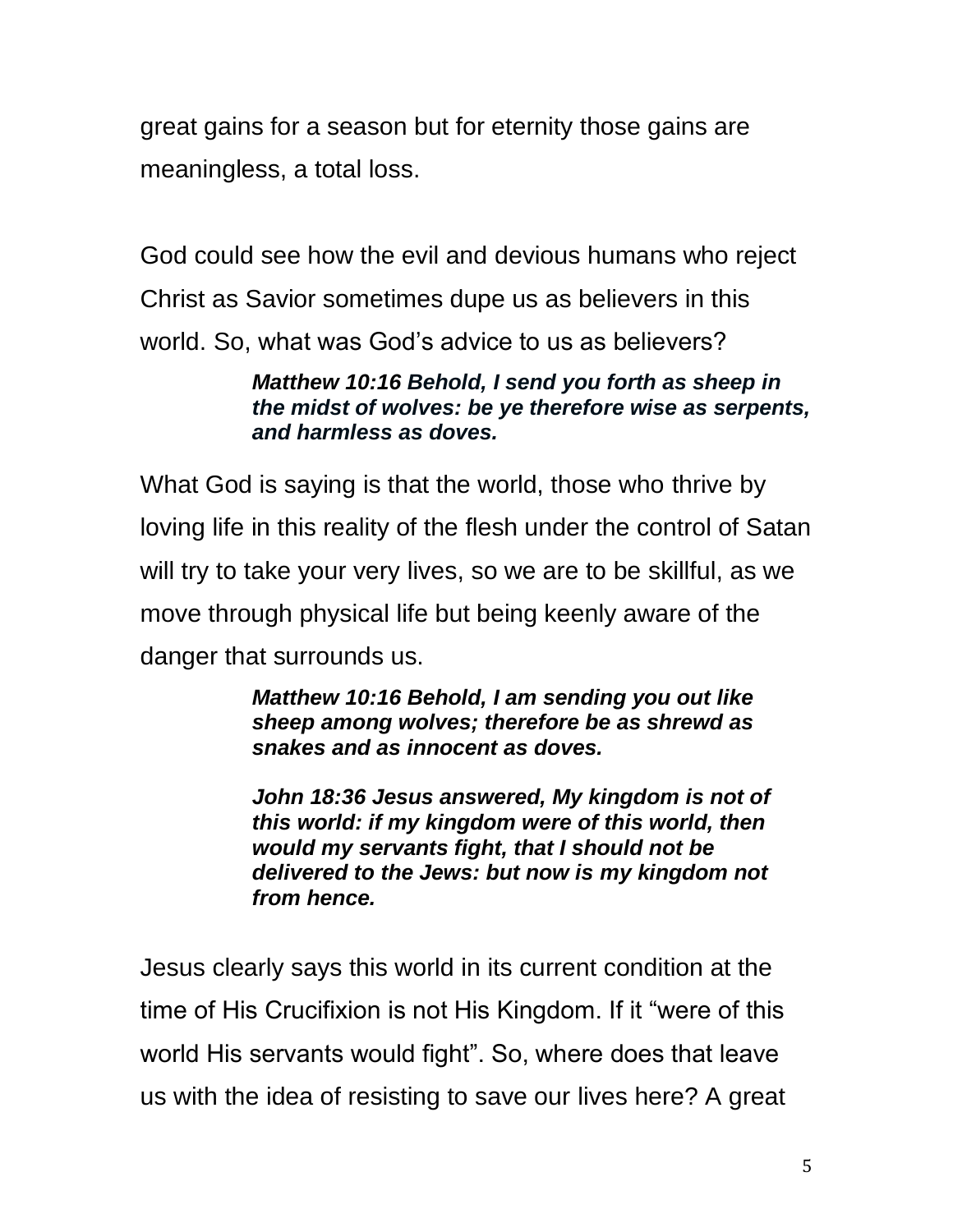great gains for a season but for eternity those gains are meaningless, a total loss.

God could see how the evil and devious humans who reject Christ as Savior sometimes dupe us as believers in this world. So, what was God's advice to us as believers?

> ***Matthew 10:16 Behold, I send you forth as sheep in the midst of wolves: be ye therefore wise as serpents, and harmless as doves.***

What God is saying is that the world, those who thrive by loving life in this reality of the flesh under the control of Satan will try to take your very lives, so we are to be skillful, as we move through physical life but being keenly aware of the danger that surrounds us.

> ***Matthew 10:16 Behold, I am sending you out like sheep among wolves; therefore be as shrewd as snakes and as innocent as doves.***
>
> ***John 18:36 Jesus answered, My kingdom is not of this world: if my kingdom were of this world, then would my servants fight, that I should not be delivered to the Jews: but now is my kingdom not from hence.***

Jesus clearly says this world in its current condition at the time of His Crucifixion is not His Kingdom. If it "were of this world His servants would fight". So, where does that leave us with the idea of resisting to save our lives here? A great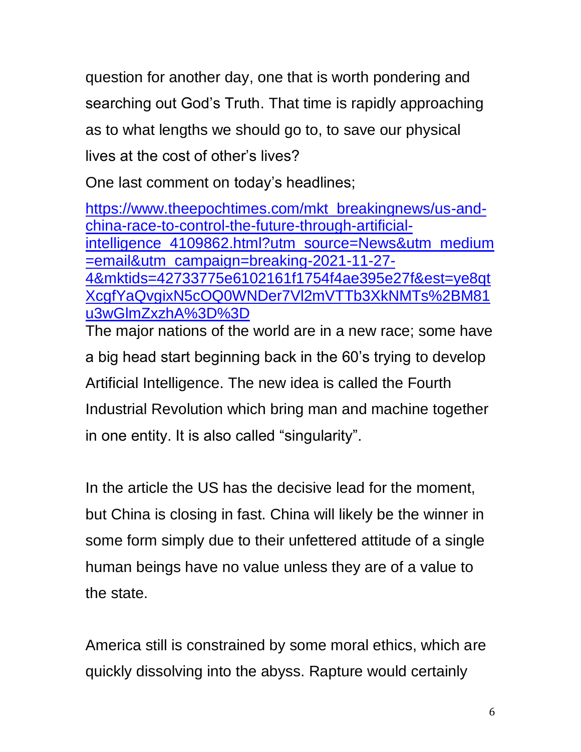question for another day, one that is worth pondering and searching out God's Truth. That time is rapidly approaching as to what lengths we should go to, to save our physical lives at the cost of other's lives?

One last comment on today's headlines;

[https://www.theepochtimes.com/mkt_breakingnews/us-and-china-race-to-control-the-future-through-artificial-intelligence_4109862.html?utm_source=News&utm_medium=email&utm_campaign=breaking-2021-11-27-4&mktids=42733775e6102161f1754f4ae395e27f&est=ye8qtXcgfYaQvgixN5cOQ0WNDer7Vl2mVTTb3XkNMTs%2BM81u3wGlmZxzhA%3D%3D](https://www.theepochtimes.com/mkt_breakingnews/us-and-china-race-to-control-the-future-through-artificial-intelligence_4109862.html?utm_source=News&utm_medium=email&utm_campaign=breaking-2021-11-27-4&mktids=42733775e6102161f1754f4ae395e27f&est=ye8qtXcgfYaQvgixN5cOQ0WNDer7Vl2mVTTb3XkNMTs%2BM81u3wGlmZxzhA%3D%3D)

The major nations of the world are in a new race; some have a big head start beginning back in the 60's trying to develop Artificial Intelligence. The new idea is called the Fourth Industrial Revolution which bring man and machine together in one entity. It is also called "singularity".

In the article the US has the decisive lead for the moment, but China is closing in fast. China will likely be the winner in some form simply due to their unfettered attitude of a single human beings have no value unless they are of a value to the state.

America still is constrained by some moral ethics, which are quickly dissolving into the abyss. Rapture would certainly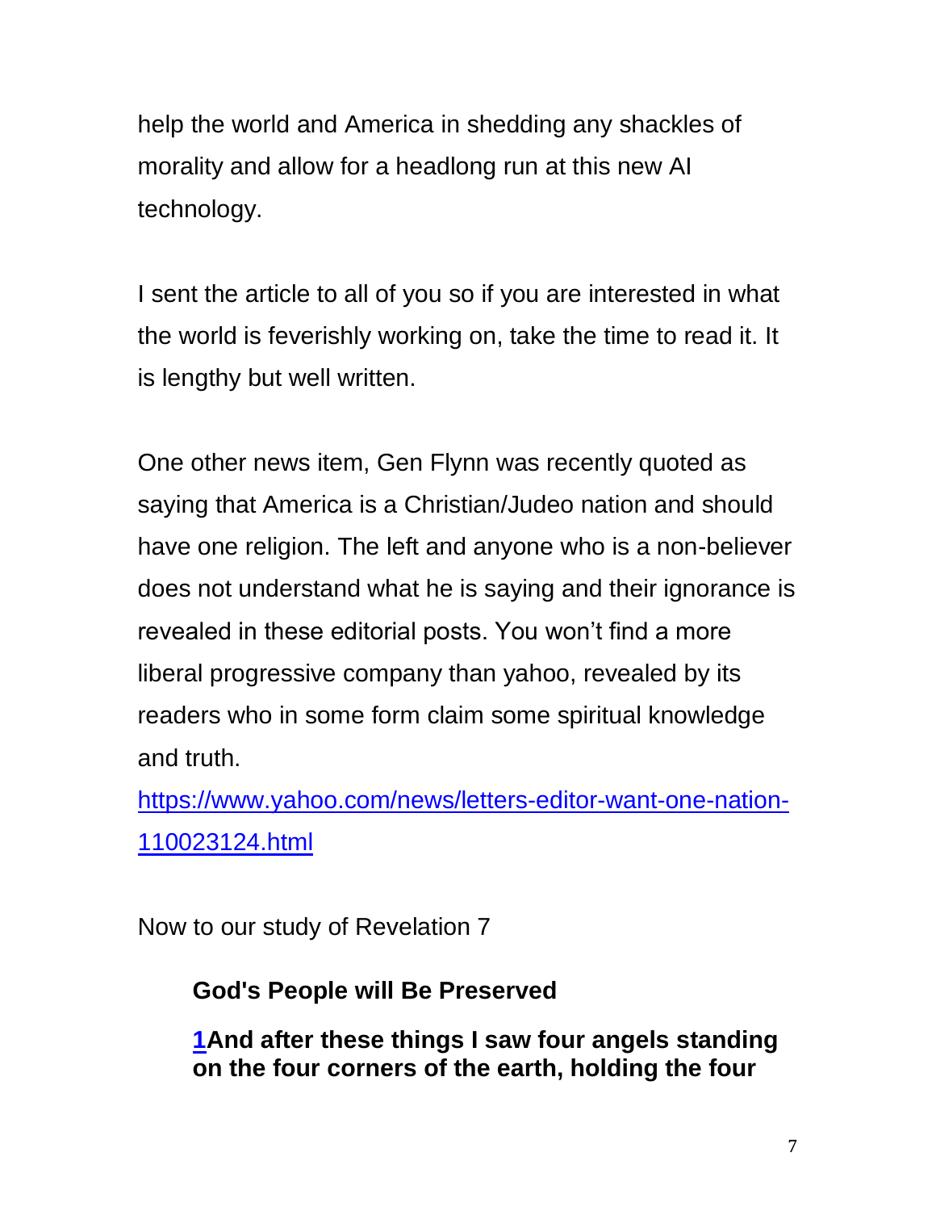help the world and America in shedding any shackles of morality and allow for a headlong run at this new AI technology.

I sent the article to all of you so if you are interested in what the world is feverishly working on, take the time to read it. It is lengthy but well written.

One other news item, Gen Flynn was recently quoted as saying that America is a Christian/Judeo nation and should have one religion. The left and anyone who is a non-believer does not understand what he is saying and their ignorance is revealed in these editorial posts. You won't find a more liberal progressive company than yahoo, revealed by its readers who in some form claim some spiritual knowledge and truth.

[https://www.yahoo.com/news/letters-editor-want-one-nation-110023124.html](https://www.yahoo.com/news/letters-editor-want-one-nation-110023124.html)

Now to our study of Revelation 7

**God's People will Be Preserved**

**1And after these things I saw four angels standing on the four corners of the earth, holding the four**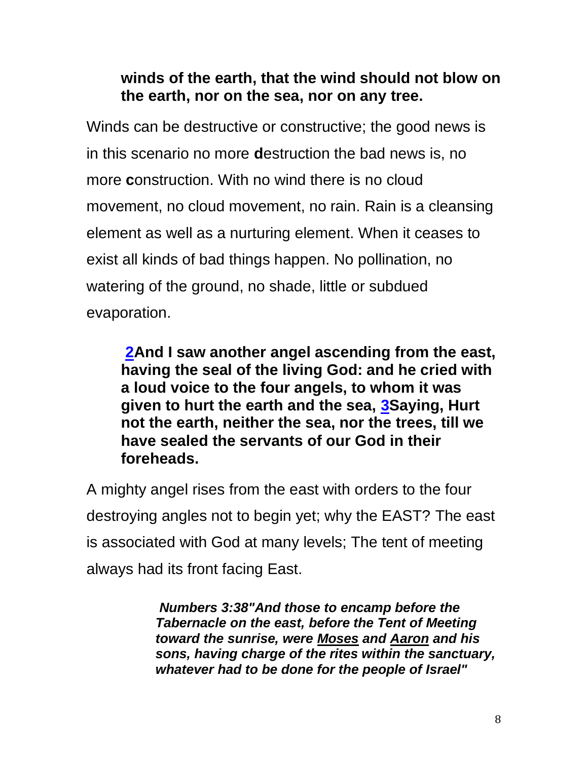**winds of the earth, that the wind should not blow on the earth, nor on the sea, nor on any tree.**

Winds can be destructive or constructive; the good news is in this scenario no more **d**estruction the bad news is, no more **c**onstruction. With no wind there is no cloud movement, no cloud movement, no rain. Rain is a cleansing element as well as a nurturing element. When it ceases to exist all kinds of bad things happen. No pollination, no watering of the ground, no shade, little or subdued evaporation.

> **2And I saw another angel ascending from the east, having the seal of the living God: and he cried with a loud voice to the four angels, to whom it was given to hurt the earth and the sea, 3Saying, Hurt not the earth, neither the sea, nor the trees, till we have sealed the servants of our God in their foreheads.**

A mighty angel rises from the east with orders to the four destroying angles not to begin yet; why the EAST? The east is associated with God at many levels; The tent of meeting always had its front facing East.

> ***Numbers 3:38"And those to encamp before the Tabernacle on the east, before the Tent of Meeting toward the sunrise, were Moses and Aaron and his sons, having charge of the rites within the sanctuary, whatever had to be done for the people of Israel"***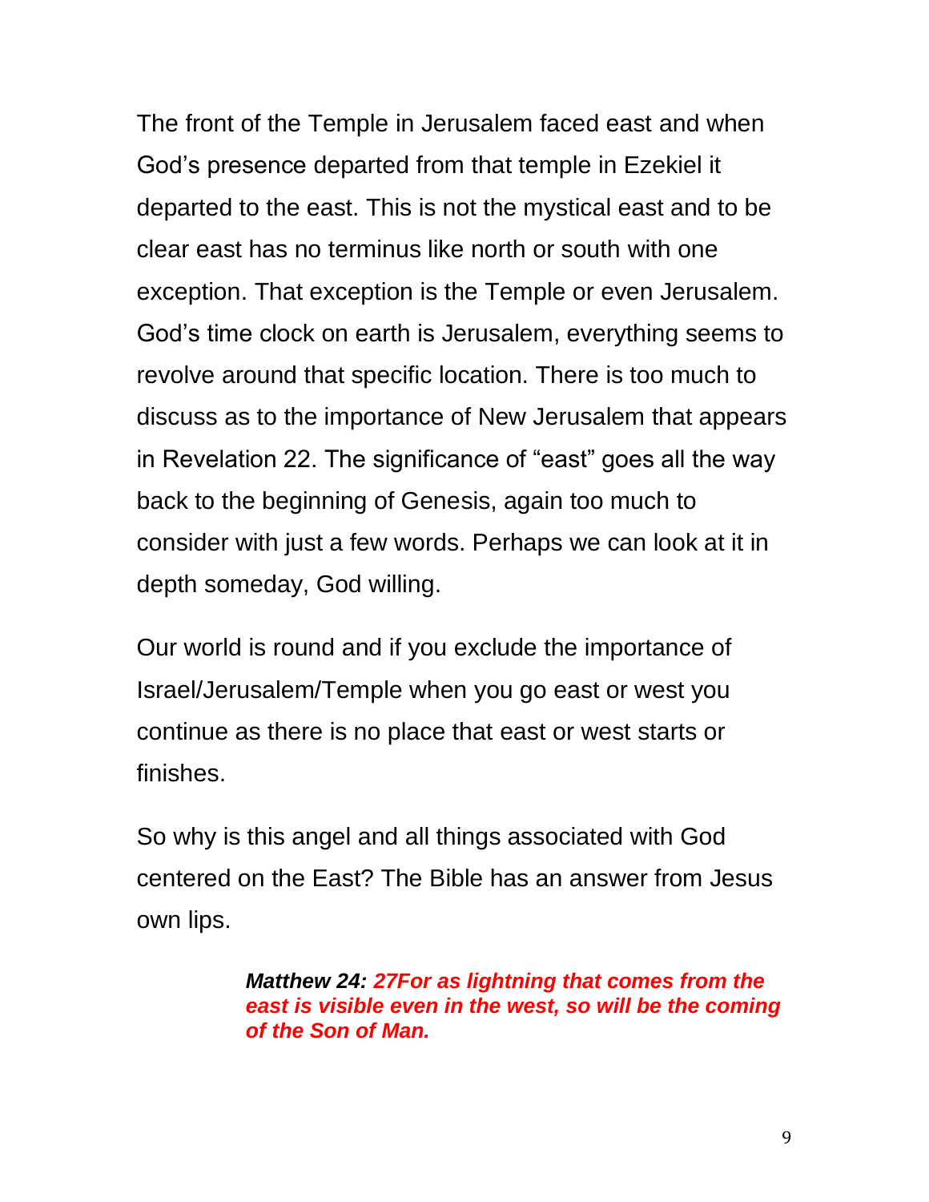The front of the Temple in Jerusalem faced east and when God's presence departed from that temple in Ezekiel it departed to the east. This is not the mystical east and to be clear east has no terminus like north or south with one exception. That exception is the Temple or even Jerusalem. God's time clock on earth is Jerusalem, everything seems to revolve around that specific location. There is too much to discuss as to the importance of New Jerusalem that appears in Revelation 22. The significance of "east" goes all the way back to the beginning of Genesis, again too much to consider with just a few words. Perhaps we can look at it in depth someday, God willing.

Our world is round and if you exclude the importance of Israel/Jerusalem/Temple when you go east or west you continue as there is no place that east or west starts or finishes.

So why is this angel and all things associated with God centered on the East? The Bible has an answer from Jesus own lips.

> ***Matthew 24: 27For as lightning that comes from the east is visible even in the west, so will be the coming of the Son of Man.***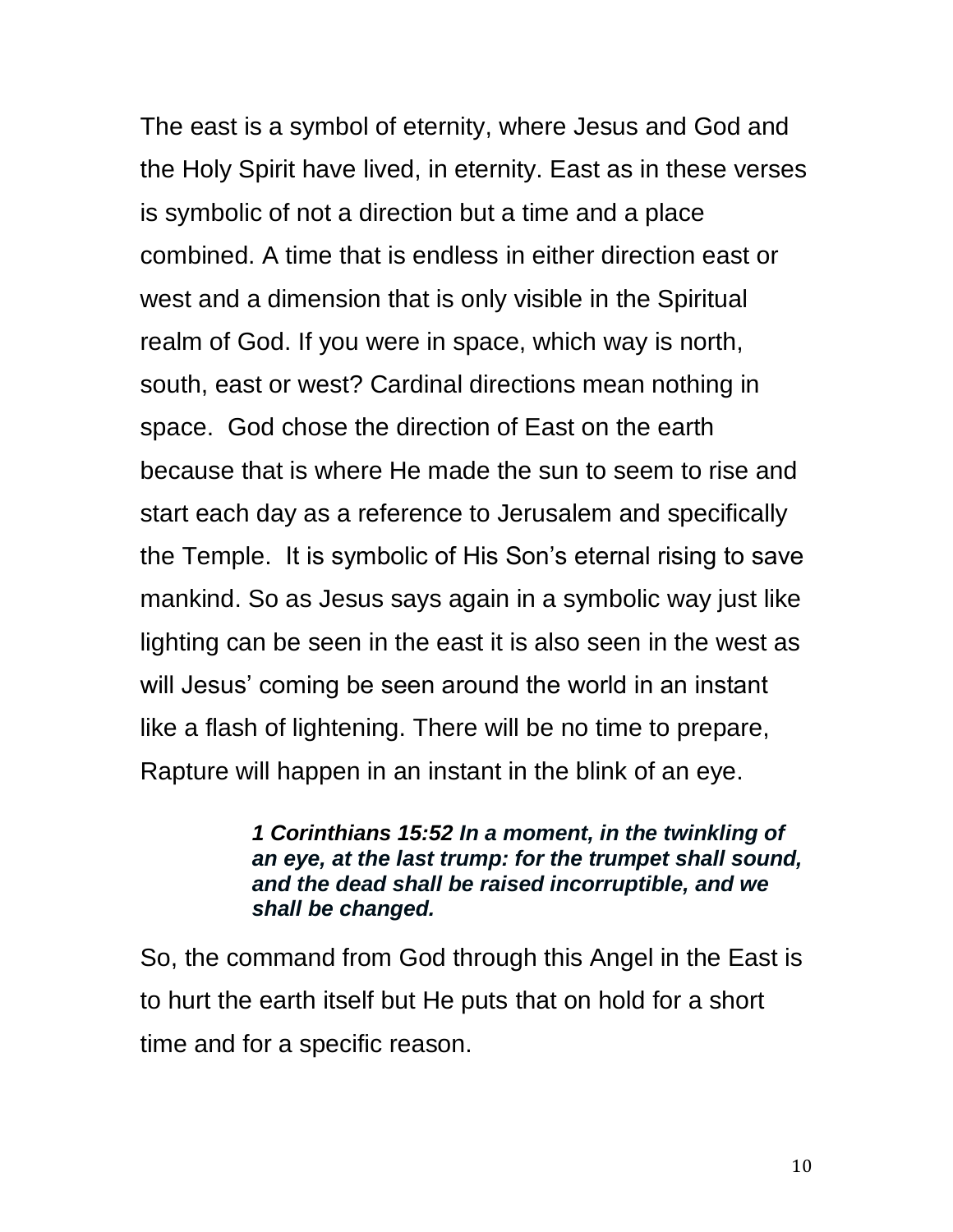The east is a symbol of eternity, where Jesus and God and the Holy Spirit have lived, in eternity. East as in these verses is symbolic of not a direction but a time and a place combined. A time that is endless in either direction east or west and a dimension that is only visible in the Spiritual realm of God. If you were in space, which way is north, south, east or west? Cardinal directions mean nothing in space. God chose the direction of East on the earth because that is where He made the sun to seem to rise and start each day as a reference to Jerusalem and specifically the Temple. It is symbolic of His Son's eternal rising to save mankind. So as Jesus says again in a symbolic way just like lighting can be seen in the east it is also seen in the west as will Jesus' coming be seen around the world in an instant like a flash of lightening. There will be no time to prepare, Rapture will happen in an instant in the blink of an eye.

> ***1 Corinthians 15:52 In a moment, in the twinkling of an eye, at the last trump: for the trumpet shall sound, and the dead shall be raised incorruptible, and we shall be changed.***

So, the command from God through this Angel in the East is to hurt the earth itself but He puts that on hold for a short time and for a specific reason.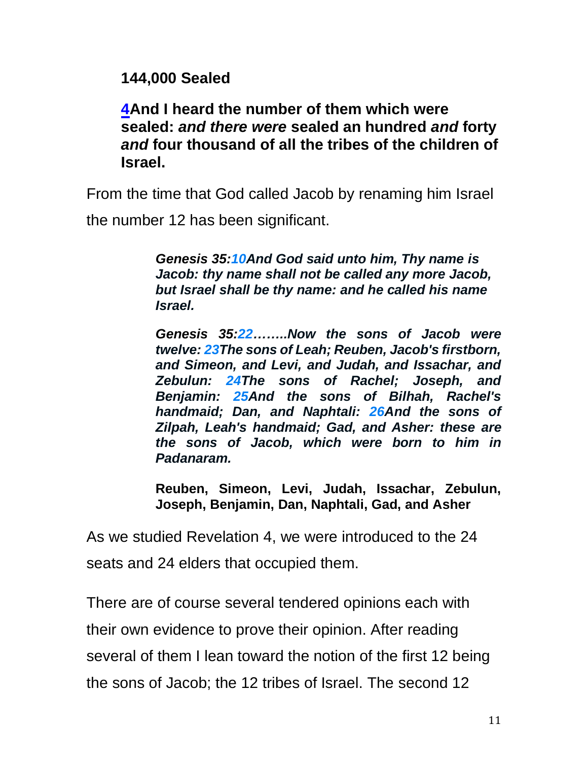**144,000 Sealed**

**[4](#)And I heard the number of them which were sealed: *and there were* sealed an hundred *and* forty *and* four thousand of all the tribes of the children of Israel.**

From the time that God called Jacob by renaming him Israel the number 12 has been significant.

> ***Genesis 35:10And God said unto him, Thy name is Jacob: thy name shall not be called any more Jacob, but Israel shall be thy name: and he called his name Israel.***
>
> ***Genesis 35:22……..Now the sons of Jacob were twelve: 23The sons of Leah; Reuben, Jacob's firstborn, and Simeon, and Levi, and Judah, and Issachar, and Zebulun: 24The sons of Rachel; Joseph, and Benjamin: 25And the sons of Bilhah, Rachel's handmaid; Dan, and Naphtali: 26And the sons of Zilpah, Leah's handmaid; Gad, and Asher: these are the sons of Jacob, which were born to him in Padanaram.***
>
> **Reuben, Simeon, Levi, Judah, Issachar, Zebulun, Joseph, Benjamin, Dan, Naphtali, Gad, and Asher**

As we studied Revelation 4, we were introduced to the 24 seats and 24 elders that occupied them.

There are of course several tendered opinions each with their own evidence to prove their opinion. After reading several of them I lean toward the notion of the first 12 being the sons of Jacob; the 12 tribes of Israel. The second 12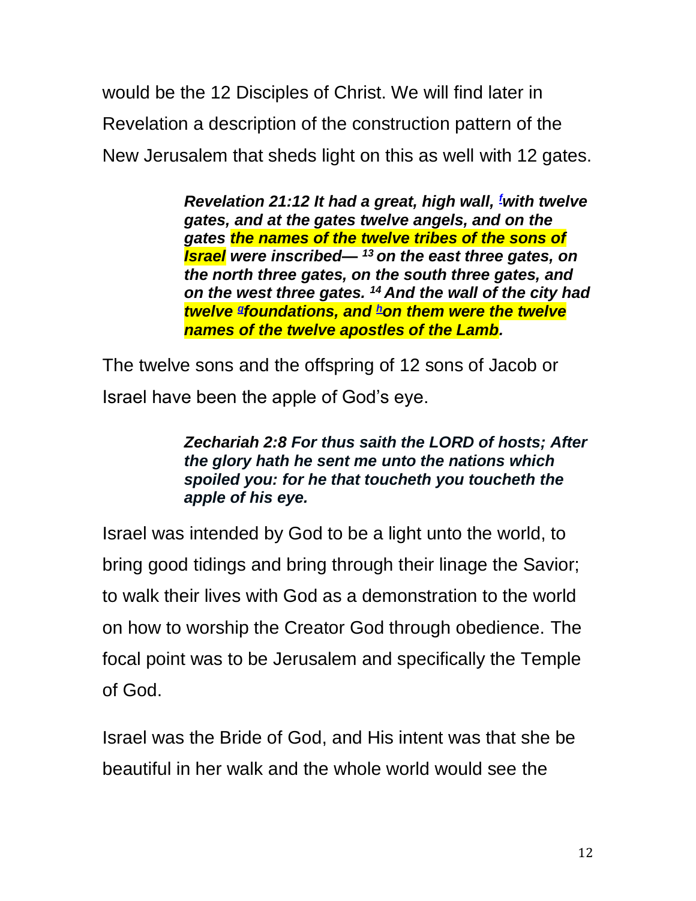would be the 12 Disciples of Christ. We will find later in Revelation a description of the construction pattern of the New Jerusalem that sheds light on this as well with 12 gates.

> ***Revelation 21:12 It had a great, high wall, [f]with twelve gates, and at the gates twelve angels, and on the gates the names of the twelve tribes of the sons of Israel were inscribed— [13] on the east three gates, on the north three gates, on the south three gates, and on the west three gates. [14] And the wall of the city had twelve [g]foundations, and [h]on them were the twelve names of the twelve apostles of the Lamb.***

The twelve sons and the offspring of 12 sons of Jacob or Israel have been the apple of God's eye.

> ***Zechariah 2:8 For thus saith the LORD of hosts; After the glory hath he sent me unto the nations which spoiled you: for he that toucheth you toucheth the apple of his eye.***

Israel was intended by God to be a light unto the world, to bring good tidings and bring through their linage the Savior; to walk their lives with God as a demonstration to the world on how to worship the Creator God through obedience. The focal point was to be Jerusalem and specifically the Temple of God.

Israel was the Bride of God, and His intent was that she be beautiful in her walk and the whole world would see the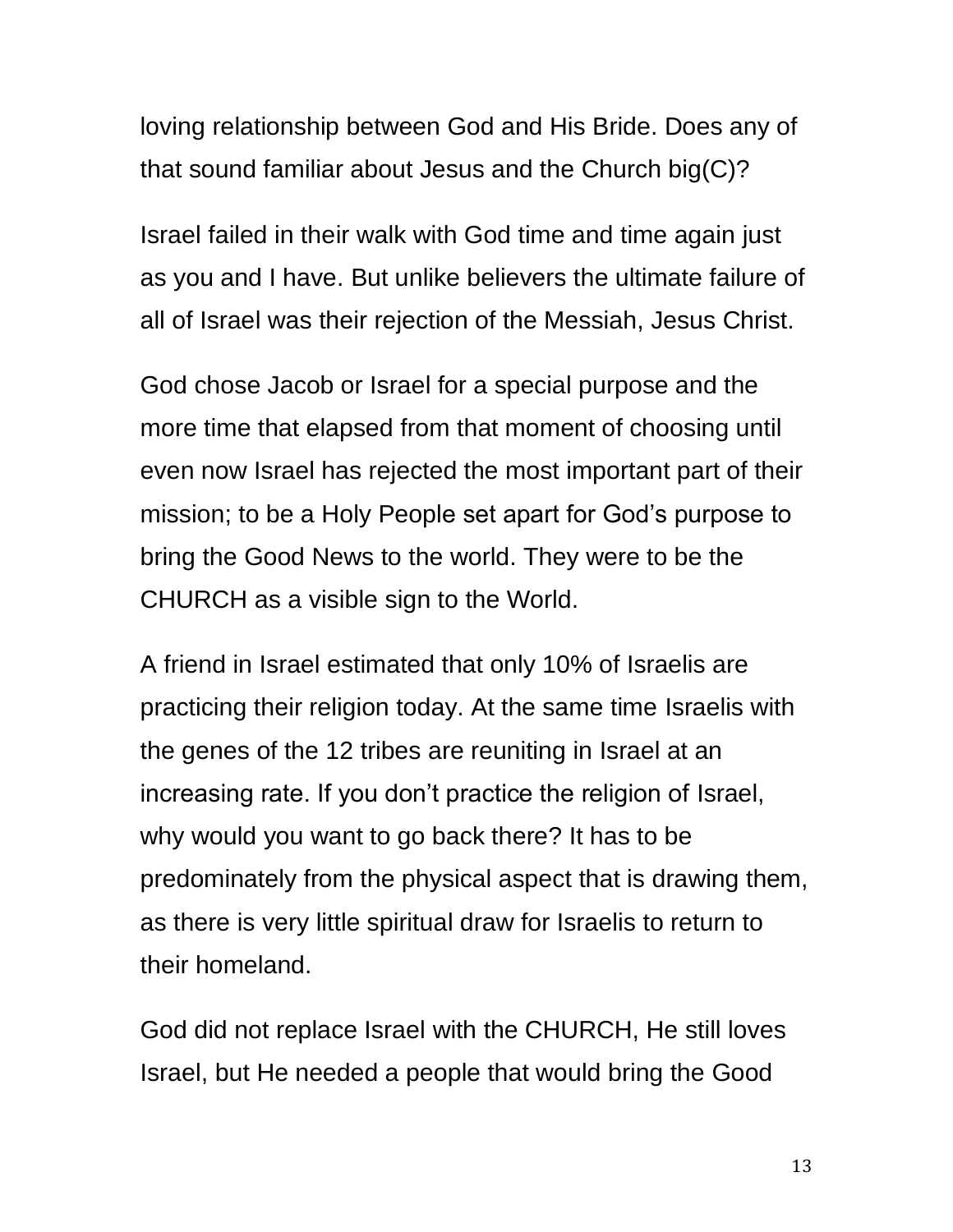loving relationship between God and His Bride. Does any of that sound familiar about Jesus and the Church big(C)?

Israel failed in their walk with God time and time again just as you and I have. But unlike believers the ultimate failure of all of Israel was their rejection of the Messiah, Jesus Christ.

God chose Jacob or Israel for a special purpose and the more time that elapsed from that moment of choosing until even now Israel has rejected the most important part of their mission; to be a Holy People set apart for God's purpose to bring the Good News to the world. They were to be the CHURCH as a visible sign to the World.

A friend in Israel estimated that only 10% of Israelis are practicing their religion today. At the same time Israelis with the genes of the 12 tribes are reuniting in Israel at an increasing rate. If you don't practice the religion of Israel, why would you want to go back there? It has to be predominately from the physical aspect that is drawing them, as there is very little spiritual draw for Israelis to return to their homeland.

God did not replace Israel with the CHURCH, He still loves Israel, but He needed a people that would bring the Good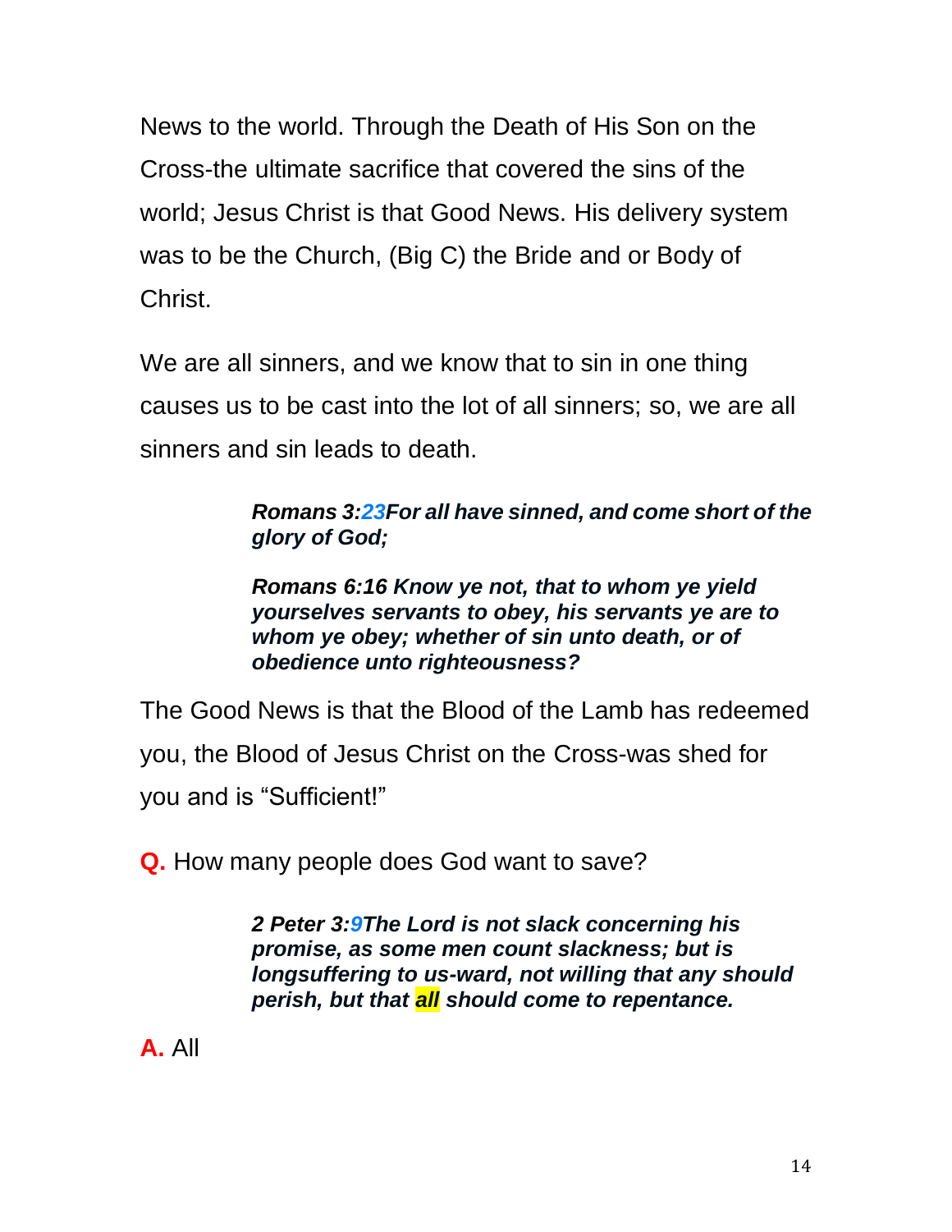News to the world. Through the Death of His Son on the Cross-the ultimate sacrifice that covered the sins of the world; Jesus Christ is that Good News. His delivery system was to be the Church, (Big C) the Bride and or Body of Christ.

We are all sinners, and we know that to sin in one thing causes us to be cast into the lot of all sinners; so, we are all sinners and sin leads to death.

> ***Romans 3:23For all have sinned, and come short of the glory of God;***
>
> ***Romans 6:16 Know ye not, that to whom ye yield yourselves servants to obey, his servants ye are to whom ye obey; whether of sin unto death, or of obedience unto righteousness?***

The Good News is that the Blood of the Lamb has redeemed you, the Blood of Jesus Christ on the Cross-was shed for you and is “Sufficient!”

**Q.** How many people does God want to save?

> ***2 Peter 3:9The Lord is not slack concerning his promise, as some men count slackness; but is longsuffering to us-ward, not willing that any should perish, but that all should come to repentance.***

**A.** All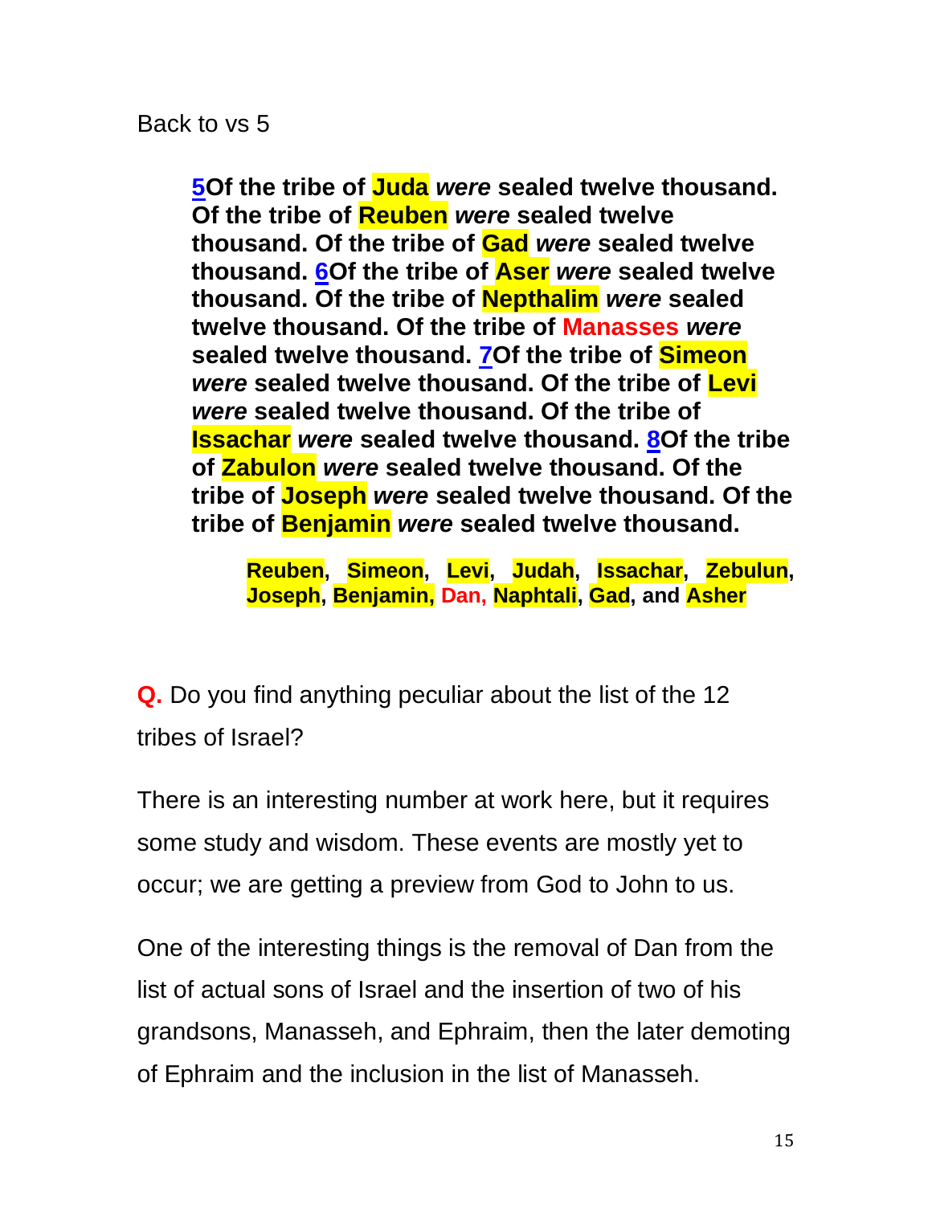Back to vs 5

> **[5](#)Of the tribe of Juda *were* sealed twelve thousand. Of the tribe of Reuben *were* sealed twelve thousand. Of the tribe of Gad *were* sealed twelve thousand. [6](#)Of the tribe of Aser *were* sealed twelve thousand. Of the tribe of Nepthalim *were* sealed twelve thousand. Of the tribe of Manasses *were* sealed twelve thousand. [7](#)Of the tribe of Simeon *were* sealed twelve thousand. Of the tribe of Levi *were* sealed twelve thousand. Of the tribe of Issachar *were* sealed twelve thousand. [8](#)Of the tribe of Zabulon *were* sealed twelve thousand. Of the tribe of Joseph *were* sealed twelve thousand. Of the tribe of Benjamin *were* sealed twelve thousand.**
>
> > **Reuben, Simeon, Levi, Judah, Issachar, Zebulun, Joseph, Benjamin, Dan, Naphtali, Gad, and Asher**

**Q.** Do you find anything peculiar about the list of the 12 tribes of Israel?

There is an interesting number at work here, but it requires some study and wisdom. These events are mostly yet to occur; we are getting a preview from God to John to us.

One of the interesting things is the removal of Dan from the list of actual sons of Israel and the insertion of two of his grandsons, Manasseh, and Ephraim, then the later demoting of Ephraim and the inclusion in the list of Manasseh.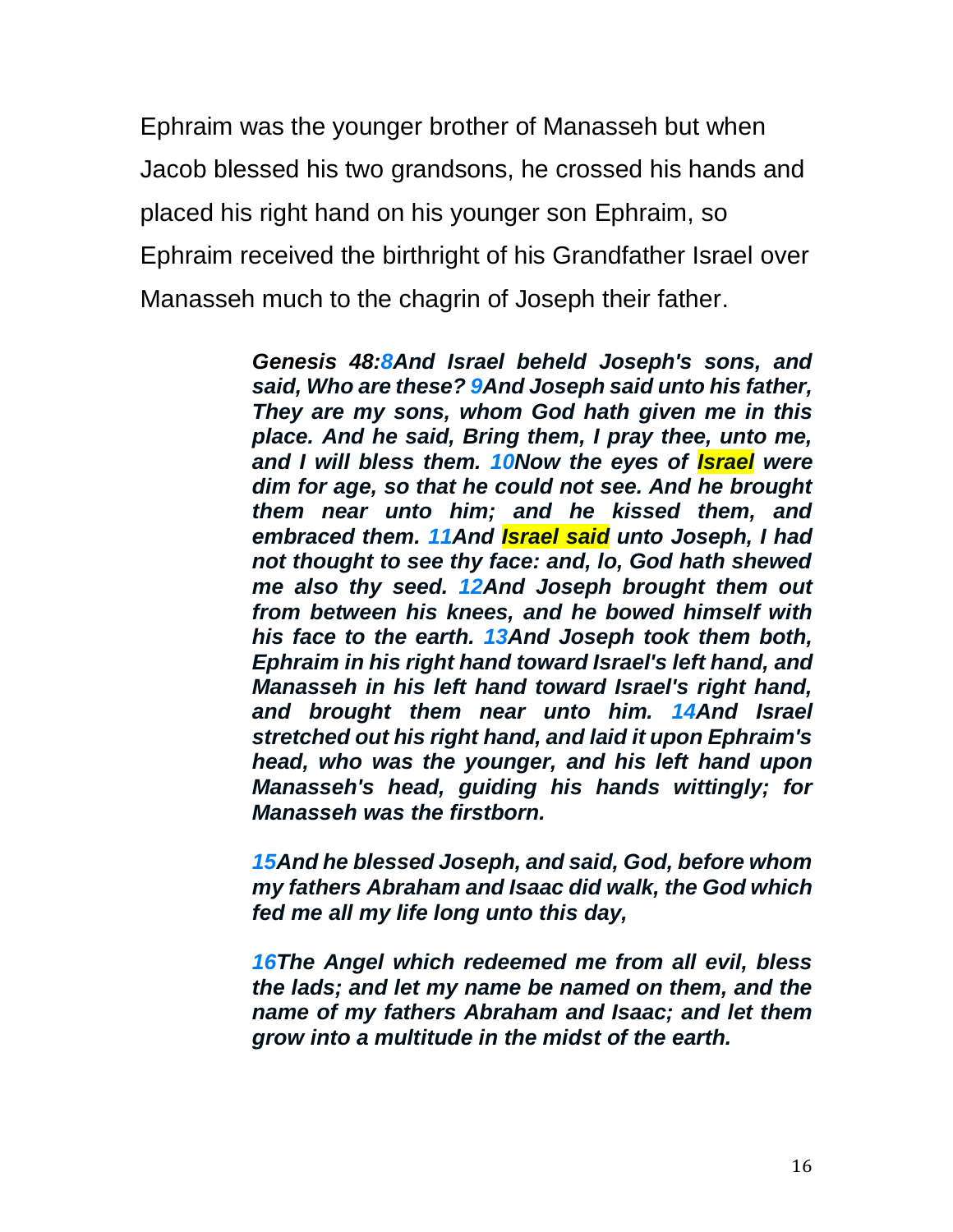Ephraim was the younger brother of Manasseh but when Jacob blessed his two grandsons, he crossed his hands and placed his right hand on his younger son Ephraim, so Ephraim received the birthright of his Grandfather Israel over Manasseh much to the chagrin of Joseph their father.

> ***Genesis 48:8And Israel beheld Joseph's sons, and said, Who are these? 9And Joseph said unto his father, They are my sons, whom God hath given me in this place. And he said, Bring them, I pray thee, unto me, and I will bless them. 10Now the eyes of Israel were dim for age, so that he could not see. And he brought them near unto him; and he kissed them, and embraced them. 11And Israel said unto Joseph, I had not thought to see thy face: and, lo, God hath shewed me also thy seed. 12And Joseph brought them out from between his knees, and he bowed himself with his face to the earth. 13And Joseph took them both, Ephraim in his right hand toward Israel's left hand, and Manasseh in his left hand toward Israel's right hand, and brought them near unto him. 14And Israel stretched out his right hand, and laid it upon Ephraim's head, who was the younger, and his left hand upon Manasseh's head, guiding his hands wittingly; for Manasseh was the firstborn.***
>
> ***15And he blessed Joseph, and said, God, before whom my fathers Abraham and Isaac did walk, the God which fed me all my life long unto this day,***
>
> ***16The Angel which redeemed me from all evil, bless the lads; and let my name be named on them, and the name of my fathers Abraham and Isaac; and let them grow into a multitude in the midst of the earth.***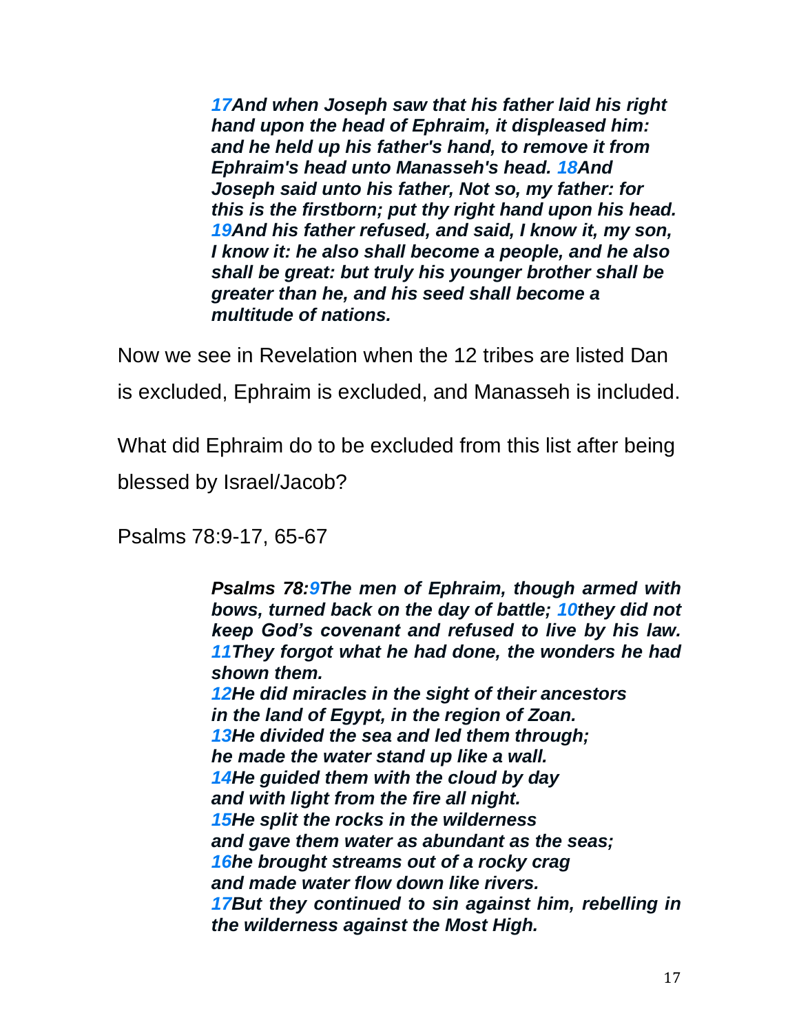> ***17**And when Joseph saw that his father laid his right hand upon the head of Ephraim, it displeased him: and he held up his father's hand, to remove it from Ephraim's head unto Manasseh's head. **18**And Joseph said unto his father, Not so, my father: for this is the firstborn; put thy right hand upon his head. **19**And his father refused, and said, I know it, my son, I know it: he also shall become a people, and he also shall be great: but truly his younger brother shall be greater than he, and his seed shall become a multitude of nations.*

Now we see in Revelation when the 12 tribes are listed Dan is excluded, Ephraim is excluded, and Manasseh is included.

What did Ephraim do to be excluded from this list after being blessed by Israel/Jacob?

Psalms 78:9-17, 65-67

> ***Psalms 78:9**The men of Ephraim, though armed with bows, turned back on the day of battle; **10**they did not keep God's covenant and refused to live by his law. **11**They forgot what he had done, the wonders he had shown them.*
> ***12**He did miracles in the sight of their ancestors in the land of Egypt, in the region of Zoan.*
> ***13**He divided the sea and led them through; he made the water stand up like a wall.*
> ***14**He guided them with the cloud by day and with light from the fire all night.*
> ***15**He split the rocks in the wilderness and gave them water as abundant as the seas;*
> ***16**he brought streams out of a rocky crag and made water flow down like rivers.*
> ***17**But they continued to sin against him, rebelling in the wilderness against the Most High.*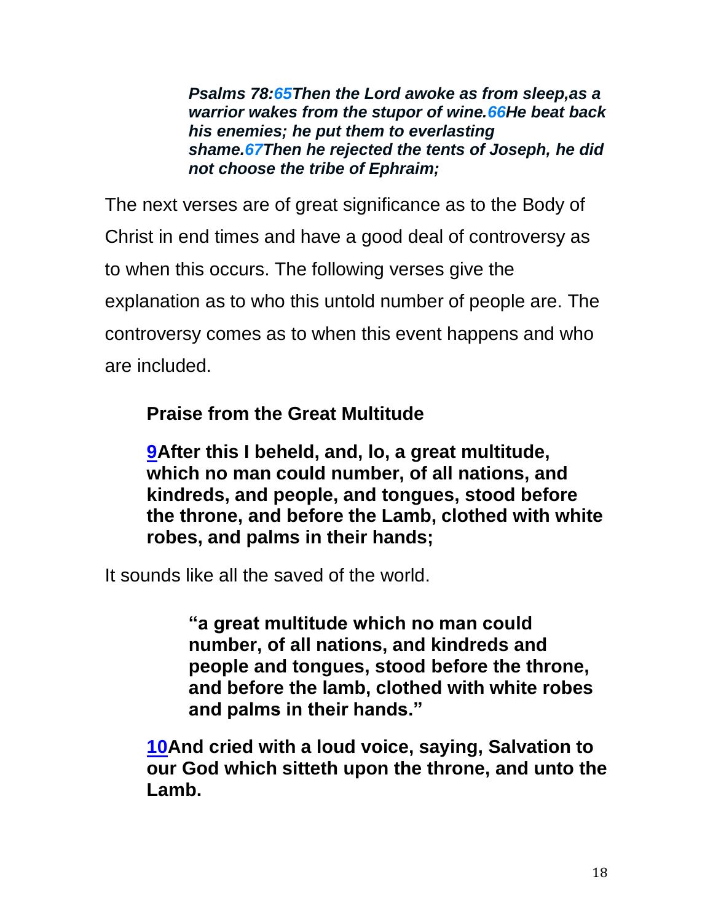***Psalms 78:65Then the Lord awoke as from sleep,as a warrior wakes from the stupor of wine.66He beat back his enemies; he put them to everlasting shame.67Then he rejected the tents of Joseph, he did not choose the tribe of Ephraim;***

The next verses are of great significance as to the Body of Christ in end times and have a good deal of controversy as to when this occurs. The following verses give the explanation as to who this untold number of people are. The controversy comes as to when this event happens and who are included.

**Praise from the Great Multitude**

**9After this I beheld, and, lo, a great multitude, which no man could number, of all nations, and kindreds, and people, and tongues, stood before the throne, and before the Lamb, clothed with white robes, and palms in their hands;**

It sounds like all the saved of the world.

> **"a great multitude which no man could number, of all nations, and kindreds and people and tongues, stood before the throne, and before the lamb, clothed with white robes and palms in their hands."**

**10And cried with a loud voice, saying, Salvation to our God which sitteth upon the throne, and unto the Lamb.**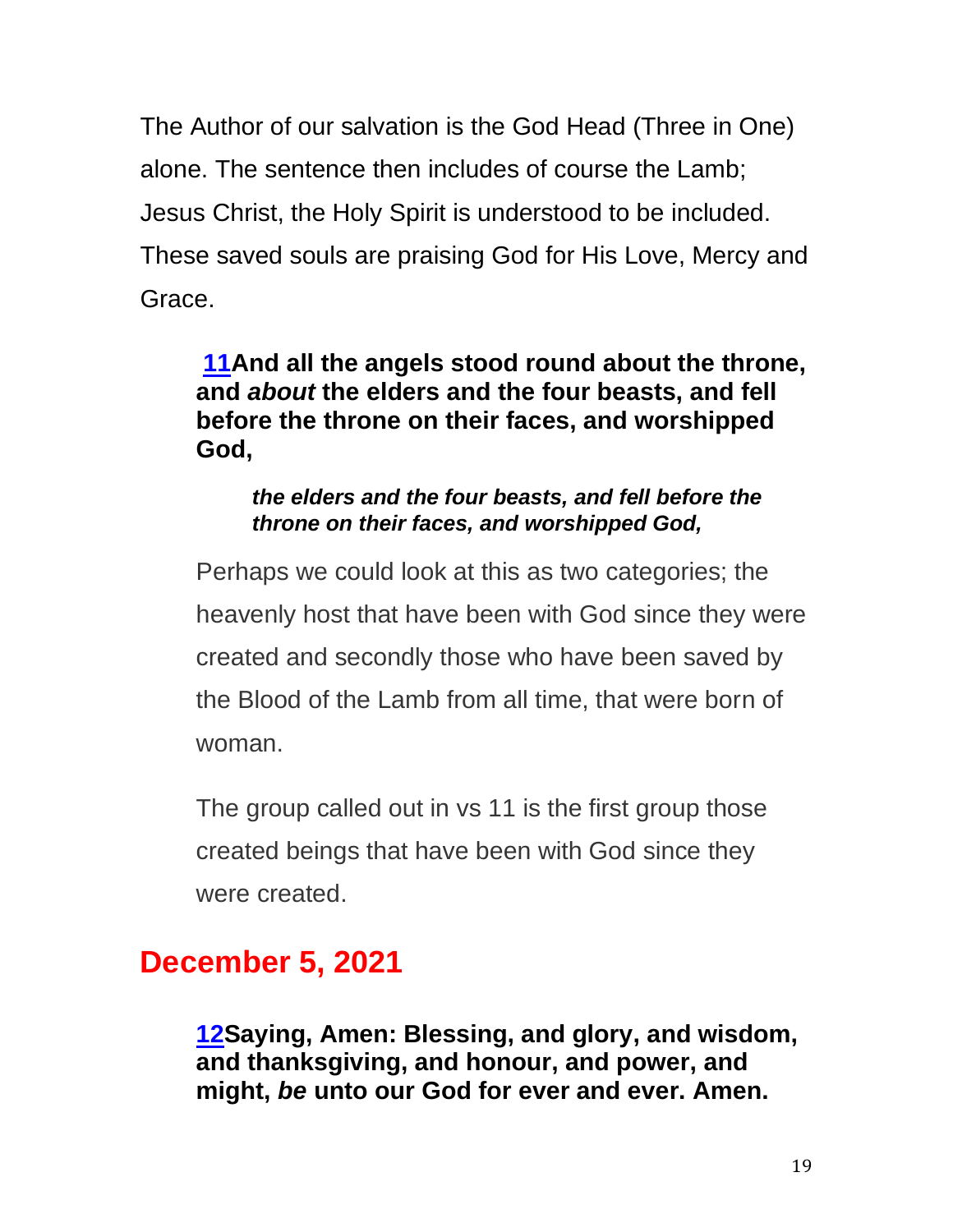The Author of our salvation is the God Head (Three in One) alone. The sentence then includes of course the Lamb; Jesus Christ, the Holy Spirit is understood to be included. These saved souls are praising God for His Love, Mercy and Grace.

> **11And all the angels stood round about the throne, and *about* the elders and the four beasts, and fell before the throne on their faces, and worshipped God,**
>
> > ***the elders and the four beasts, and fell before the throne on their faces, and worshipped God,***
>
> Perhaps we could look at this as two categories; the heavenly host that have been with God since they were created and secondly those who have been saved by the Blood of the Lamb from all time, that were born of woman.
>
> The group called out in vs 11 is the first group those created beings that have been with God since they were created.

## December 5, 2021

> **12Saying, Amen: Blessing, and glory, and wisdom, and thanksgiving, and honour, and power, and might, *be* unto our God for ever and ever. Amen.**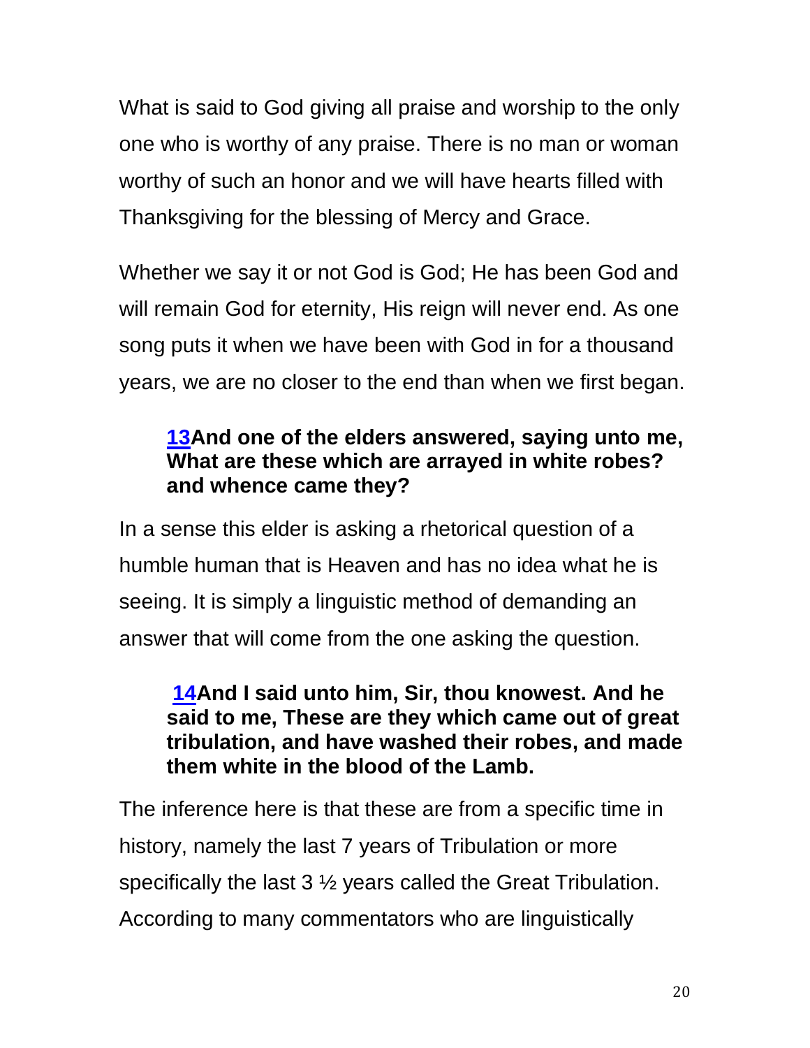What is said to God giving all praise and worship to the only one who is worthy of any praise. There is no man or woman worthy of such an honor and we will have hearts filled with Thanksgiving for the blessing of Mercy and Grace.

Whether we say it or not God is God; He has been God and will remain God for eternity, His reign will never end. As one song puts it when we have been with God in for a thousand years, we are no closer to the end than when we first began.

> **13And one of the elders answered, saying unto me, What are these which are arrayed in white robes? and whence came they?**

In a sense this elder is asking a rhetorical question of a humble human that is Heaven and has no idea what he is seeing. It is simply a linguistic method of demanding an answer that will come from the one asking the question.

> **14And I said unto him, Sir, thou knowest. And he said to me, These are they which came out of great tribulation, and have washed their robes, and made them white in the blood of the Lamb.**

The inference here is that these are from a specific time in history, namely the last 7 years of Tribulation or more specifically the last 3 ½ years called the Great Tribulation. According to many commentators who are linguistically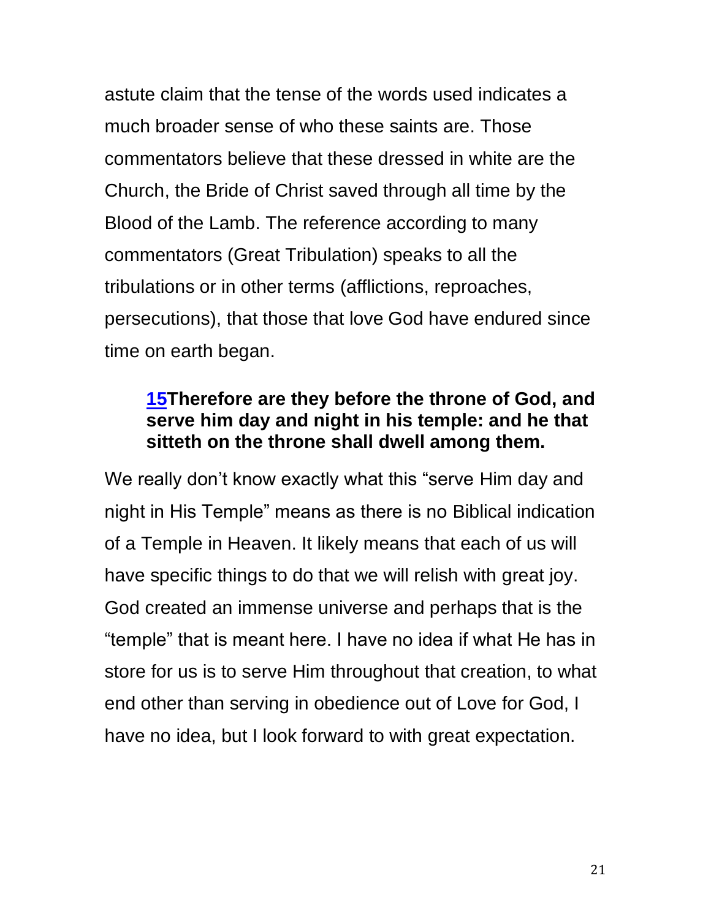astute claim that the tense of the words used indicates a much broader sense of who these saints are. Those commentators believe that these dressed in white are the Church, the Bride of Christ saved through all time by the Blood of the Lamb. The reference according to many commentators (Great Tribulation) speaks to all the tribulations or in other terms (afflictions, reproaches, persecutions), that those that love God have endured since time on earth began.

> **15Therefore are they before the throne of God, and serve him day and night in his temple: and he that sitteth on the throne shall dwell among them.**

We really don't know exactly what this "serve Him day and night in His Temple" means as there is no Biblical indication of a Temple in Heaven. It likely means that each of us will have specific things to do that we will relish with great joy. God created an immense universe and perhaps that is the "temple" that is meant here. I have no idea if what He has in store for us is to serve Him throughout that creation, to what end other than serving in obedience out of Love for God, I have no idea, but I look forward to with great expectation.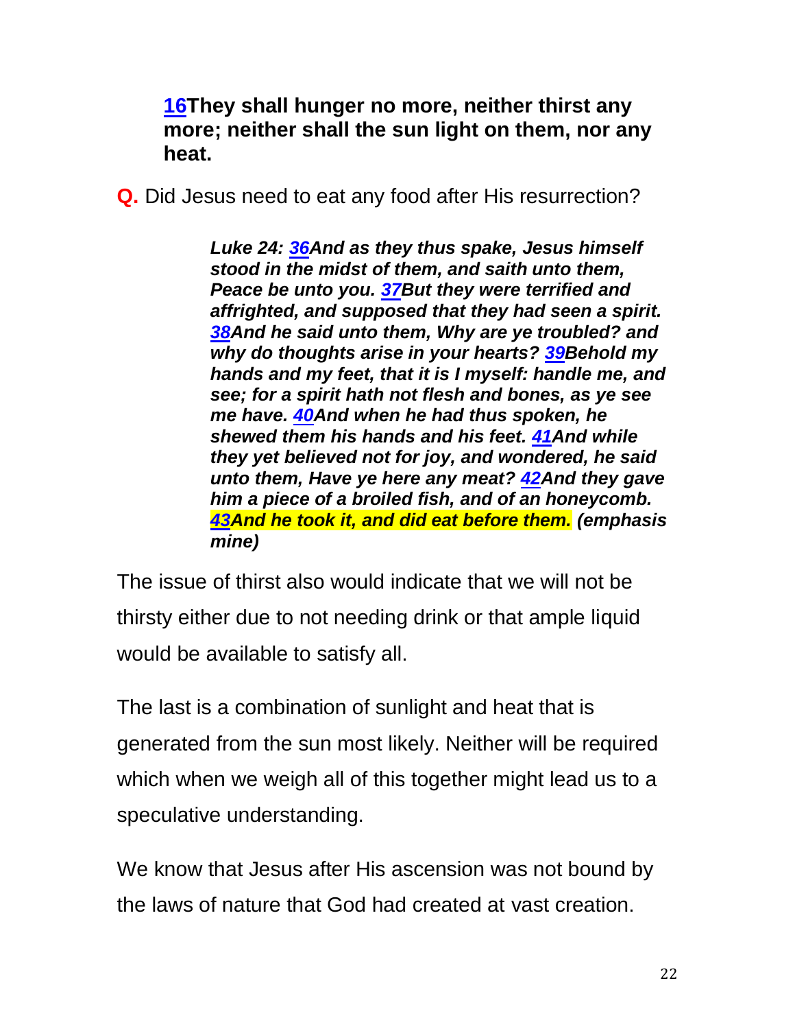**16They shall hunger no more, neither thirst any more; neither shall the sun light on them, nor any heat.**

**Q.** Did Jesus need to eat any food after His resurrection?

> ***Luke 24: 36And as they thus spake, Jesus himself stood in the midst of them, and saith unto them, Peace be unto you. 37But they were terrified and affrighted, and supposed that they had seen a spirit. 38And he said unto them, Why are ye troubled? and why do thoughts arise in your hearts? 39Behold my hands and my feet, that it is I myself: handle me, and see; for a spirit hath not flesh and bones, as ye see me have. 40And when he had thus spoken, he shewed them his hands and his feet. 41And while they yet believed not for joy, and wondered, he said unto them, Have ye here any meat? 42And they gave him a piece of a broiled fish, and of an honeycomb. 43And he took it, and did eat before them. (emphasis mine)***

The issue of thirst also would indicate that we will not be thirsty either due to not needing drink or that ample liquid would be available to satisfy all.

The last is a combination of sunlight and heat that is generated from the sun most likely. Neither will be required which when we weigh all of this together might lead us to a speculative understanding.

We know that Jesus after His ascension was not bound by the laws of nature that God had created at vast creation.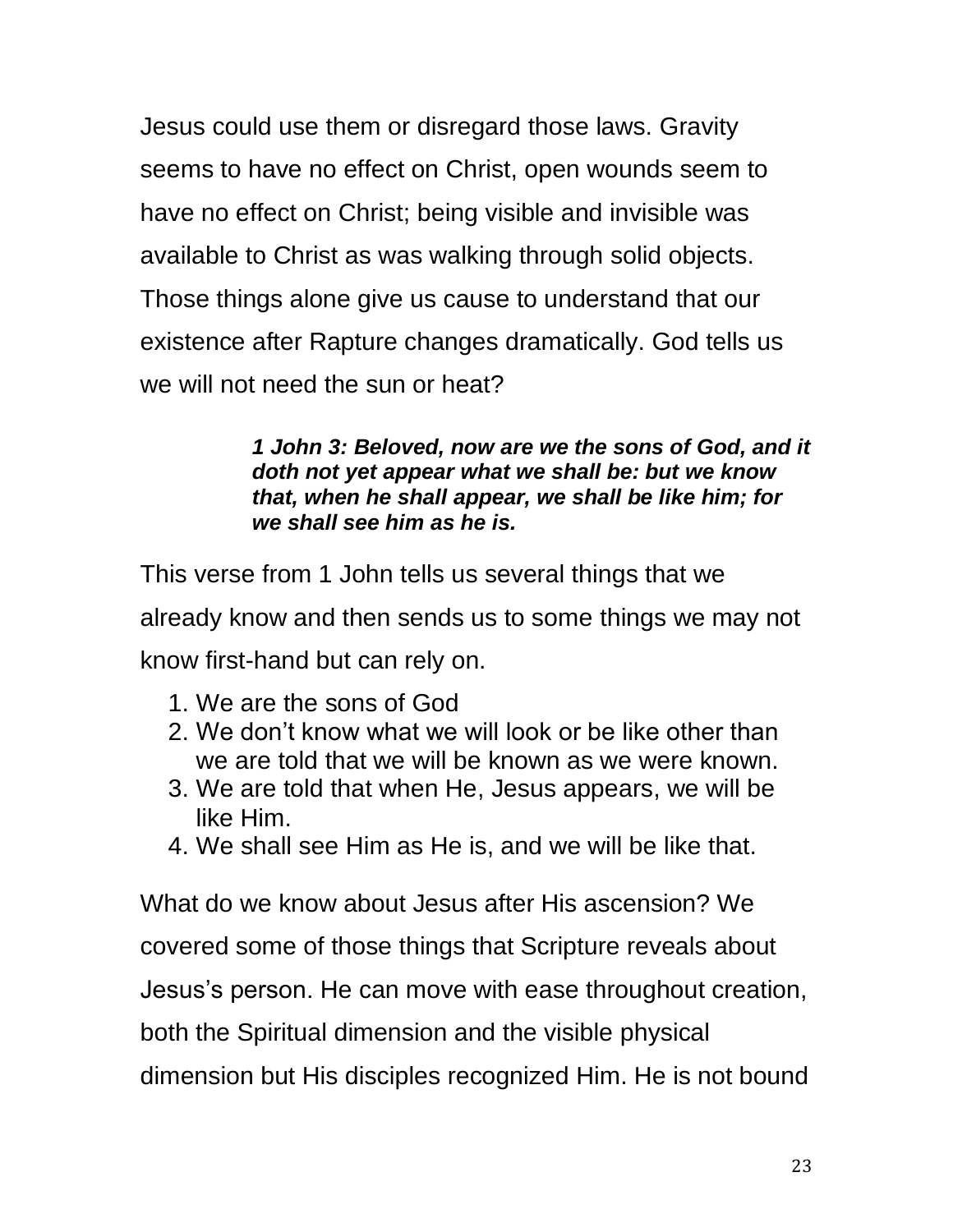Jesus could use them or disregard those laws. Gravity seems to have no effect on Christ, open wounds seem to have no effect on Christ; being visible and invisible was available to Christ as was walking through solid objects. Those things alone give us cause to understand that our existence after Rapture changes dramatically. God tells us we will not need the sun or heat?

> ***1 John 3: Beloved, now are we the sons of God, and it doth not yet appear what we shall be: but we know that, when he shall appear, we shall be like him; for we shall see him as he is.***

This verse from 1 John tells us several things that we already know and then sends us to some things we may not know first-hand but can rely on.

1. We are the sons of God
2. We don't know what we will look or be like other than we are told that we will be known as we were known.
3. We are told that when He, Jesus appears, we will be like Him.
4. We shall see Him as He is, and we will be like that.

What do we know about Jesus after His ascension? We covered some of those things that Scripture reveals about Jesus's person. He can move with ease throughout creation, both the Spiritual dimension and the visible physical dimension but His disciples recognized Him. He is not bound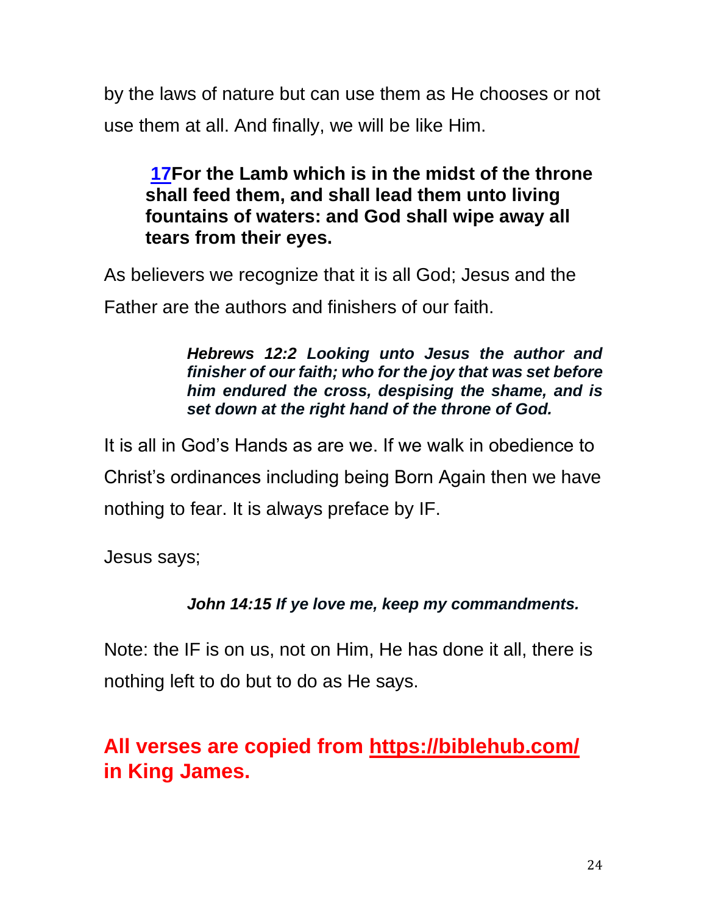by the laws of nature but can use them as He chooses or not use them at all. And finally, we will be like Him.

> **17For the Lamb which is in the midst of the throne shall feed them, and shall lead them unto living fountains of waters: and God shall wipe away all tears from their eyes.**

As believers we recognize that it is all God; Jesus and the Father are the authors and finishers of our faith.

> ***Hebrews 12:2 Looking unto Jesus the author and finisher of our faith; who for the joy that was set before him endured the cross, despising the shame, and is set down at the right hand of the throne of God.***

It is all in God's Hands as are we. If we walk in obedience to Christ's ordinances including being Born Again then we have nothing to fear. It is always preface by IF.

Jesus says;

> ***John 14:15 If ye love me, keep my commandments.***

Note: the IF is on us, not on Him, He has done it all, there is nothing left to do but to do as He says.

**All verses are copied from https://biblehub.com/ in King James.**